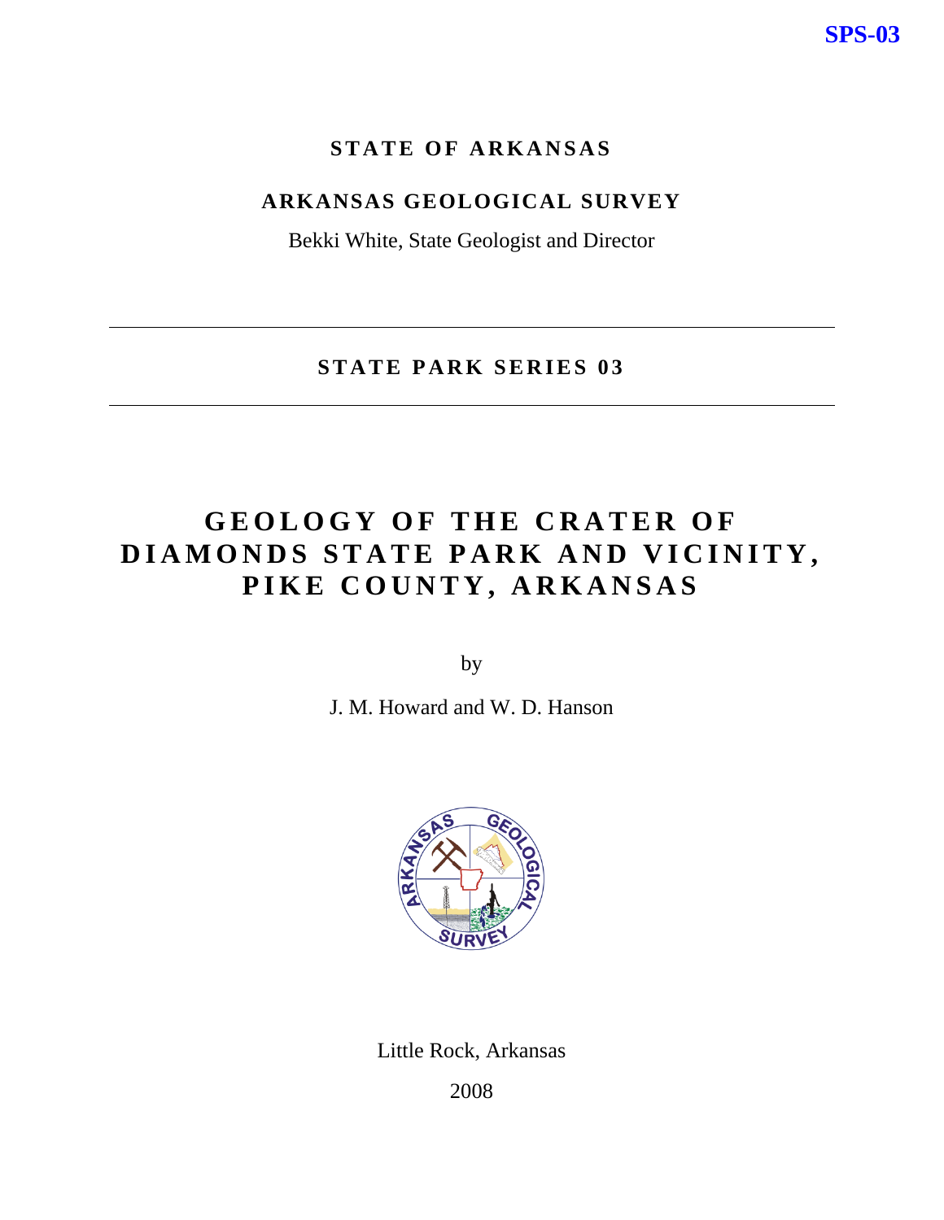SPS-03

**STATE OF ARKANSAS**

**ARKANSAS GEOLOGICAL SURVEY**

Bekki White, State Geologist and Director

---

**STATE PARK SERIES 03**

---

# GEOLOGY OF THE CRATER OF DIAMONDS STATE PARK AND VICINITY, PIKE COUNTY, ARKANSAS

by

J. M. Howard and W. D. Hanson

Little Rock, Arkansas

2008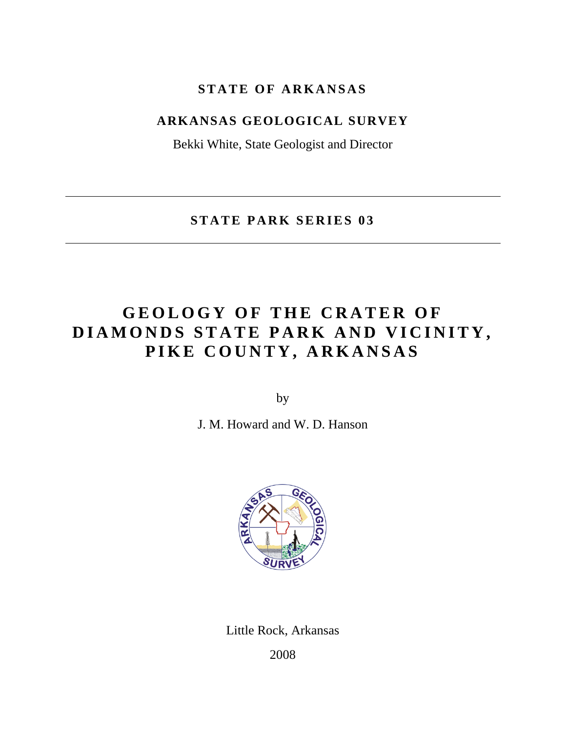**STATE OF ARKANSAS**

**ARKANSAS GEOLOGICAL SURVEY**

Bekki White, State Geologist and Director

---

**STATE PARK SERIES 03**

---

# GEOLOGY OF THE CRATER OF DIAMONDS STATE PARK AND VICINITY, PIKE COUNTY, ARKANSAS

by

J. M. Howard and W. D. Hanson

Little Rock, Arkansas

2008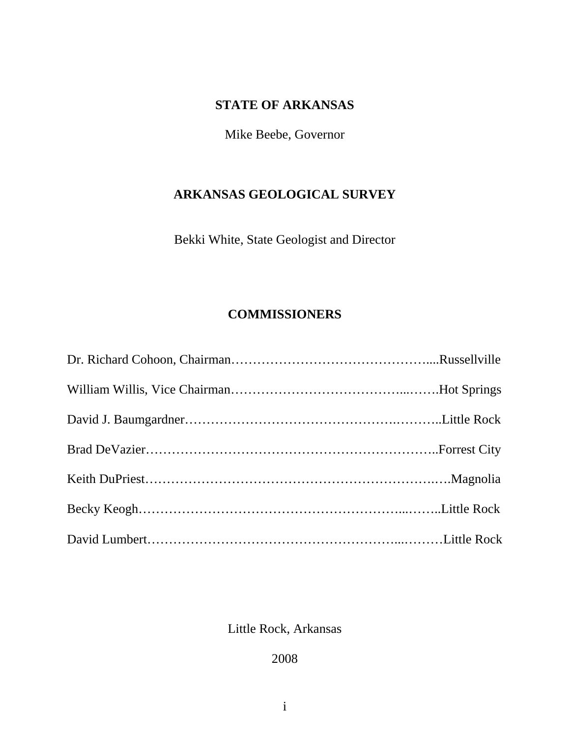**STATE OF ARKANSAS**

Mike Beebe, Governor

**ARKANSAS GEOLOGICAL SURVEY**

Bekki White, State Geologist and Director

**COMMISSIONERS**

Dr. Richard Cohoon, Chairman……………………………………….....Russellville

William Willis, Vice Chairman…………………………………...…….Hot Springs

David J. Baumgardner……………………………………….………..Little Rock

Brad DeVazier…………………………………………………………..Forrest City

Keith DuPriest…………………………………………………….….Magnolia

Becky Keogh…………………………………………………...……..Little Rock

David Lumbert…………………………………………………...………Little Rock

Little Rock, Arkansas

2008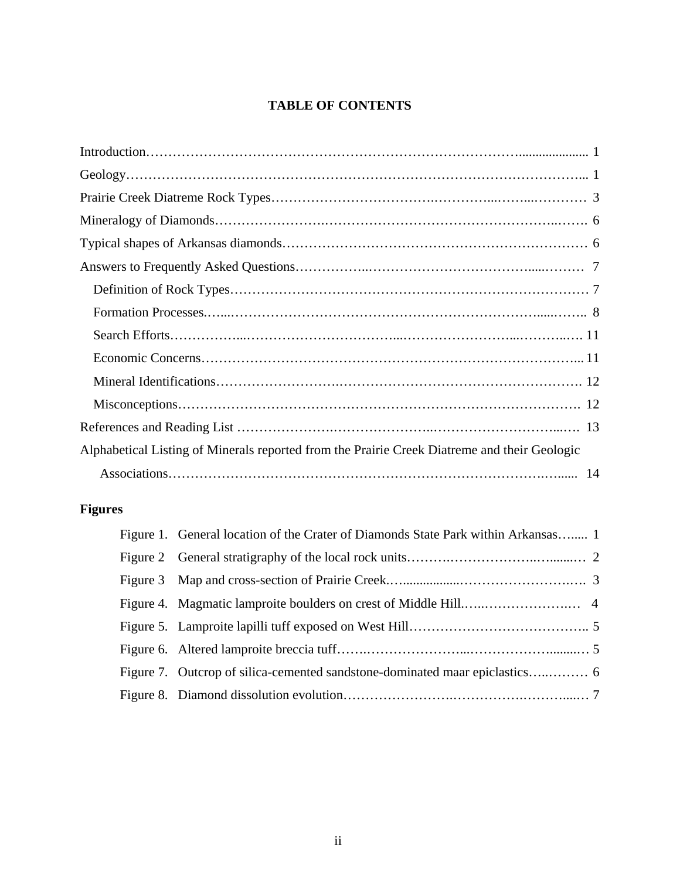# TABLE OF CONTENTS

Introduction ........................................................................................................ 1

Geology ................................................................................................................ 1

Prairie Creek Diatreme Rock Types .................................................................... 3

Mineralogy of Diamonds ..................................................................................... 6

Typical shapes of Arkansas diamonds ................................................................. 6

Answers to Frequently Asked Questions ............................................................. 7

- Definition of Rock Types ................................................................................ 7
- Formation Processes ...................................................................................... 8
- Search Efforts ................................................................................................ 11
- Economic Concerns ....................................................................................... 11
- Mineral Identifications .................................................................................. 12
- Misconceptions .............................................................................................. 12

References and Reading List ............................................................................... 13

Alphabetical Listing of Minerals reported from the Prairie Creek Diatreme and their Geologic Associations ....................................................................................................... 14

## Figures

Figure 1. General location of the Crater of Diamonds State Park within Arkansas ...... 1

Figure 2 General stratigraphy of the local rock units ........................................... 2

Figure 3 Map and cross-section of Prairie Creek .................................................. 3

Figure 4. Magmatic lamproite boulders on crest of Middle Hill ............................ 4

Figure 5. Lamproite lapilli tuff exposed on West Hill ........................................... 5

Figure 6. Altered lamproite breccia tuff ................................................................ 5

Figure 7. Outcrop of silica-cemented sandstone-dominated maar epiclastics .......... 6

Figure 8. Diamond dissolution evolution ............................................................... 7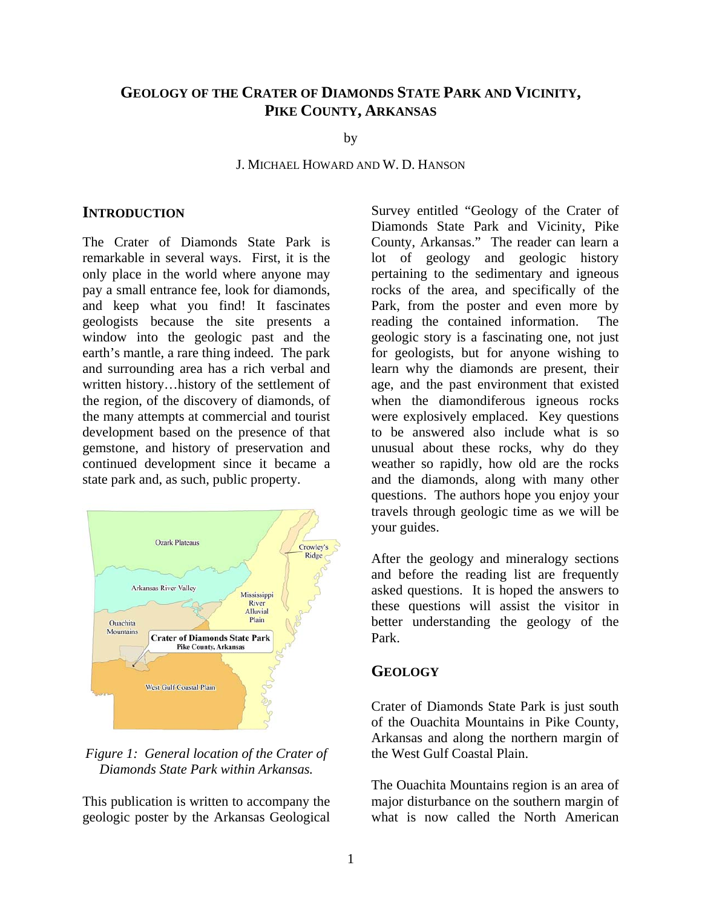# GEOLOGY OF THE CRATER OF DIAMONDS STATE PARK AND VICINITY, PIKE COUNTY, ARKANSAS

by

J. MICHAEL HOWARD AND W. D. HANSON

## INTRODUCTION

The Crater of Diamonds State Park is remarkable in several ways. First, it is the only place in the world where anyone may pay a small entrance fee, look for diamonds, and keep what you find! It fascinates geologists because the site presents a window into the geologic past and the earth's mantle, a rare thing indeed. The park and surrounding area has a rich verbal and written history…history of the settlement of the region, of the discovery of diamonds, of the many attempts at commercial and tourist development based on the presence of that gemstone, and history of preservation and continued development since it became a state park and, as such, public property.

*Figure 1: General location of the Crater of Diamonds State Park within Arkansas.*

This publication is written to accompany the geologic poster by the Arkansas Geological Survey entitled "Geology of the Crater of Diamonds State Park and Vicinity, Pike County, Arkansas." The reader can learn a lot of geology and geologic history pertaining to the sedimentary and igneous rocks of the area, and specifically of the Park, from the poster and even more by reading the contained information. The geologic story is a fascinating one, not just for geologists, but for anyone wishing to learn why the diamonds are present, their age, and the past environment that existed when the diamondiferous igneous rocks were explosively emplaced. Key questions to be answered also include what is so unusual about these rocks, why do they weather so rapidly, how old are the rocks and the diamonds, along with many other questions. The authors hope you enjoy your travels through geologic time as we will be your guides.

After the geology and mineralogy sections and before the reading list are frequently asked questions. It is hoped the answers to these questions will assist the visitor in better understanding the geology of the Park.

## GEOLOGY

Crater of Diamonds State Park is just south of the Ouachita Mountains in Pike County, Arkansas and along the northern margin of the West Gulf Coastal Plain.

The Ouachita Mountains region is an area of major disturbance on the southern margin of what is now called the North American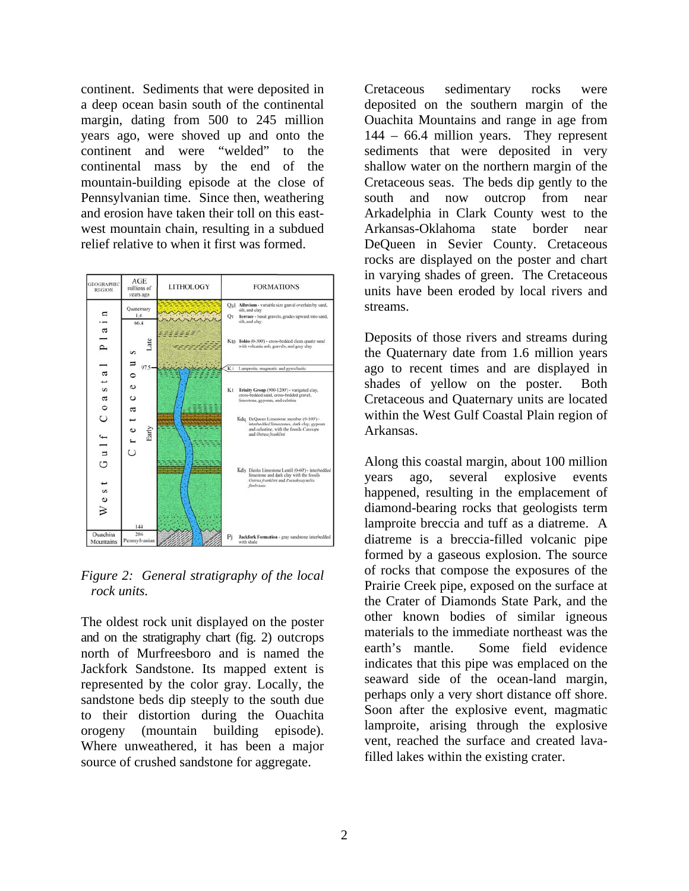continent. Sediments that were deposited in a deep ocean basin south of the continental margin, dating from 500 to 245 million years ago, were shoved up and onto the continent and were "welded" to the continental mass by the end of the mountain-building episode at the close of Pennsylvanian time. Since then, weathering and erosion have taken their toll on this east-west mountain chain, resulting in a subdued relief relative to when it first was formed.

| GEOGRAPHIC REGION | AGE millions of years ago | LITHOLOGY | FORMATIONS |
|---|---|---|---|
| West Gulf Coastal Plain | Quaternary 1.6 | | Qal Alluvium - variable size gravel overlain by sand, silt, and clay |
| | | | Qt Terrace - basal gravels, grades upward into sand, silt, and clay |
| | 66.4 Cretaceous Late | | Kto Tokio (0-300') - cross-bedded clean quartz sand with volcanic ash, gravels, and gray clay |
| | 97.5 | | Ki Lamproite, magmatic and pyroclastic |
| | Cretaceous Early | | Kt Trinity Group (900-1200') - variegated clay, cross-bedded sand, cross-bedded gravel, limestone, gypsum, and celestine |
| | | | Kdq DeQueen Limestone member (0-100') - interbedded limestones, dark clay, gypsum and celestine, with the fossils *Cassiope* and *Ostrea franklini* |
| | | | Kds Dierks Limestone Lentil (0-60') - interbedded limestone and dark clay with the fossils *Ostrea franklini* and *Pseudocyrenella fimbriata* |
| | 144 | | |
| Ouachita Mountains | 286 Pennsylvanian | | Pj Jackfork Formation - gray sandstone interbedded with shale |

*Figure 2: General stratigraphy of the local rock units.*

The oldest rock unit displayed on the poster and on the stratigraphy chart (fig. 2) outcrops north of Murfreesboro and is named the Jackfork Sandstone. Its mapped extent is represented by the color gray. Locally, the sandstone beds dip steeply to the south due to their distortion during the Ouachita orogeny (mountain building episode). Where unweathered, it has been a major source of crushed sandstone for aggregate.

Cretaceous sedimentary rocks were deposited on the southern margin of the Ouachita Mountains and range in age from 144 – 66.4 million years. They represent sediments that were deposited in very shallow water on the northern margin of the Cretaceous seas. The beds dip gently to the south and now outcrop from near Arkadelphia in Clark County west to the Arkansas-Oklahoma state border near DeQueen in Sevier County. Cretaceous rocks are displayed on the poster and chart in varying shades of green. The Cretaceous units have been eroded by local rivers and streams.

Deposits of those rivers and streams during the Quaternary date from 1.6 million years ago to recent times and are displayed in shades of yellow on the poster. Both Cretaceous and Quaternary units are located within the West Gulf Coastal Plain region of Arkansas.

Along this coastal margin, about 100 million years ago, several explosive events happened, resulting in the emplacement of diamond-bearing rocks that geologists term lamproite breccia and tuff as a diatreme. A diatreme is a breccia-filled volcanic pipe formed by a gaseous explosion. The source of rocks that compose the exposures of the Prairie Creek pipe, exposed on the surface at the Crater of Diamonds State Park, and the other known bodies of similar igneous materials to the immediate northeast was the earth's mantle. Some field evidence indicates that this pipe was emplaced on the seaward side of the ocean-land margin, perhaps only a very short distance off shore. Soon after the explosive event, magmatic lamproite, arising through the explosive vent, reached the surface and created lava-filled lakes within the existing crater.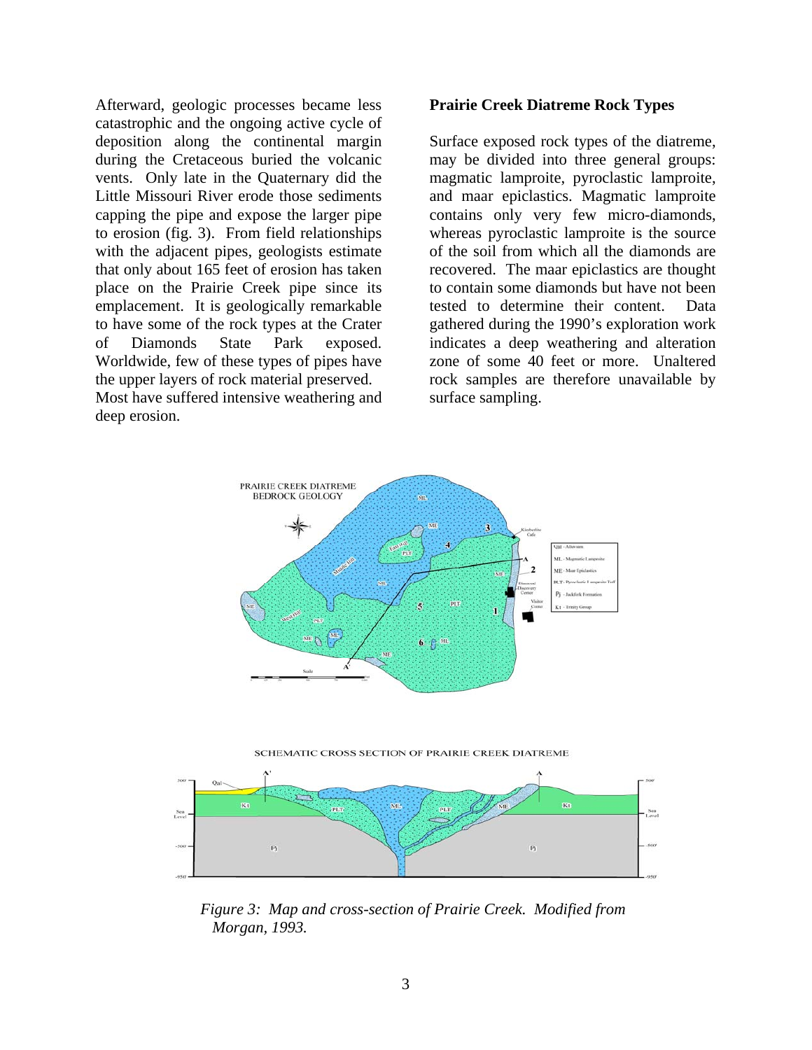Afterward, geologic processes became less catastrophic and the ongoing active cycle of deposition along the continental margin during the Cretaceous buried the volcanic vents. Only late in the Quaternary did the Little Missouri River erode those sediments capping the pipe and expose the larger pipe to erosion (fig. 3). From field relationships with the adjacent pipes, geologists estimate that only about 165 feet of erosion has taken place on the Prairie Creek pipe since its emplacement. It is geologically remarkable to have some of the rock types at the Crater of Diamonds State Park exposed. Worldwide, few of these types of pipes have the upper layers of rock material preserved. Most have suffered intensive weathering and deep erosion.

**Prairie Creek Diatreme Rock Types**

Surface exposed rock types of the diatreme, may be divided into three general groups: magmatic lamproite, pyroclastic lamproite, and maar epiclastics. Magmatic lamproite contains only very few micro-diamonds, whereas pyroclastic lamproite is the source of the soil from which all the diamonds are recovered. The maar epiclastics are thought to contain some diamonds but have not been tested to determine their content. Data gathered during the 1990's exploration work indicates a deep weathering and alteration zone of some 40 feet or more. Unaltered rock samples are therefore unavailable by surface sampling.

*Figure 3: Map and cross-section of Prairie Creek. Modified from Morgan, 1993.*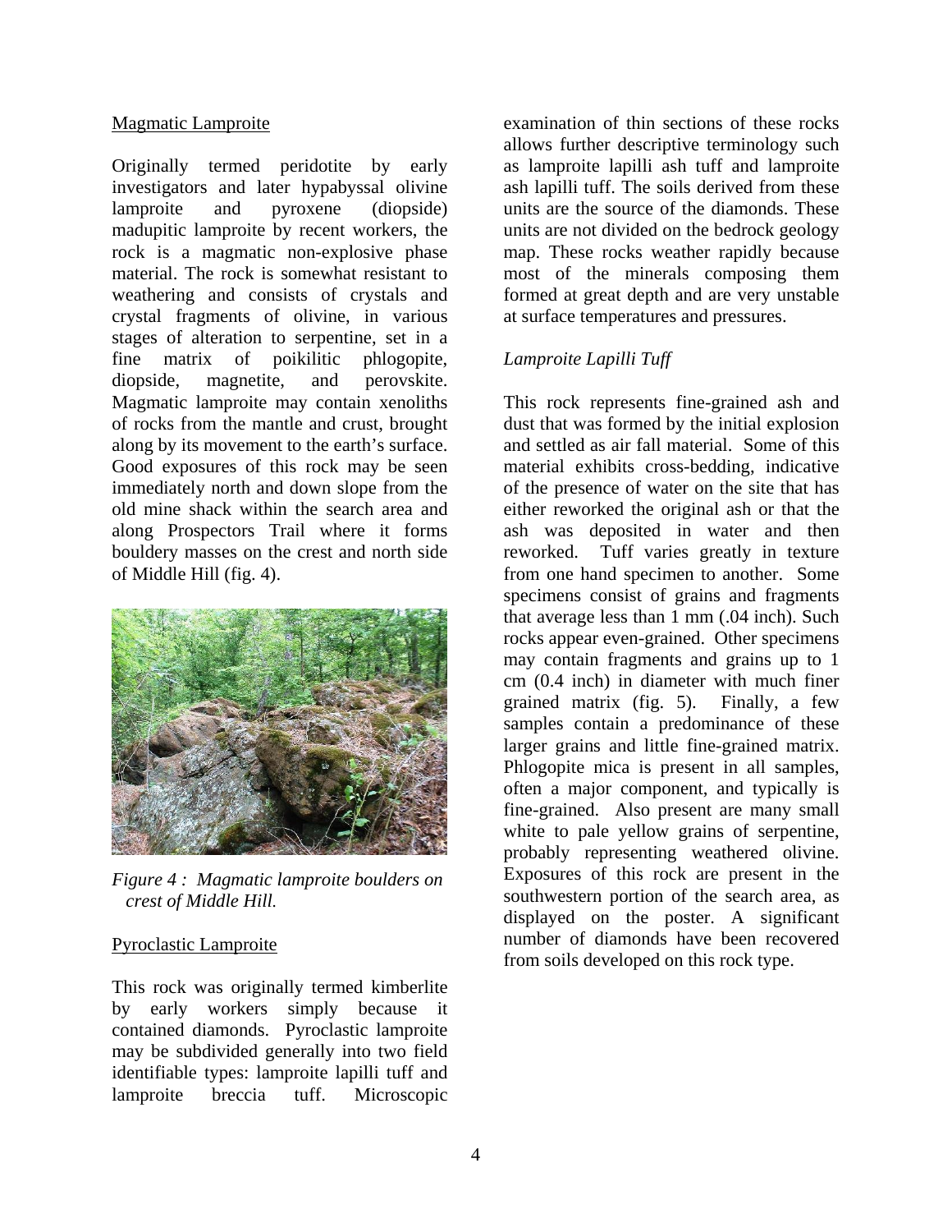Magmatic Lamproite

Originally termed peridotite by early investigators and later hypabyssal olivine lamproite and pyroxene (diopside) madupitic lamproite by recent workers, the rock is a magmatic non-explosive phase material. The rock is somewhat resistant to weathering and consists of crystals and crystal fragments of olivine, in various stages of alteration to serpentine, set in a fine matrix of poikilitic phlogopite, diopside, magnetite, and perovskite. Magmatic lamproite may contain xenoliths of rocks from the mantle and crust, brought along by its movement to the earth's surface. Good exposures of this rock may be seen immediately north and down slope from the old mine shack within the search area and along Prospectors Trail where it forms bouldery masses on the crest and north side of Middle Hill (fig. 4).

*Figure 4 : Magmatic lamproite boulders on crest of Middle Hill.*

Pyroclastic Lamproite

This rock was originally termed kimberlite by early workers simply because it contained diamonds. Pyroclastic lamproite may be subdivided generally into two field identifiable types: lamproite lapilli tuff and lamproite breccia tuff. Microscopic examination of thin sections of these rocks allows further descriptive terminology such as lamproite lapilli ash tuff and lamproite ash lapilli tuff. The soils derived from these units are the source of the diamonds. These units are not divided on the bedrock geology map. These rocks weather rapidly because most of the minerals composing them formed at great depth and are very unstable at surface temperatures and pressures.

*Lamproite Lapilli Tuff*

This rock represents fine-grained ash and dust that was formed by the initial explosion and settled as air fall material. Some of this material exhibits cross-bedding, indicative of the presence of water on the site that has either reworked the original ash or that the ash was deposited in water and then reworked. Tuff varies greatly in texture from one hand specimen to another. Some specimens consist of grains and fragments that average less than 1 mm (.04 inch). Such rocks appear even-grained. Other specimens may contain fragments and grains up to 1 cm (0.4 inch) in diameter with much finer grained matrix (fig. 5). Finally, a few samples contain a predominance of these larger grains and little fine-grained matrix. Phlogopite mica is present in all samples, often a major component, and typically is fine-grained. Also present are many small white to pale yellow grains of serpentine, probably representing weathered olivine. Exposures of this rock are present in the southwestern portion of the search area, as displayed on the poster. A significant number of diamonds have been recovered from soils developed on this rock type.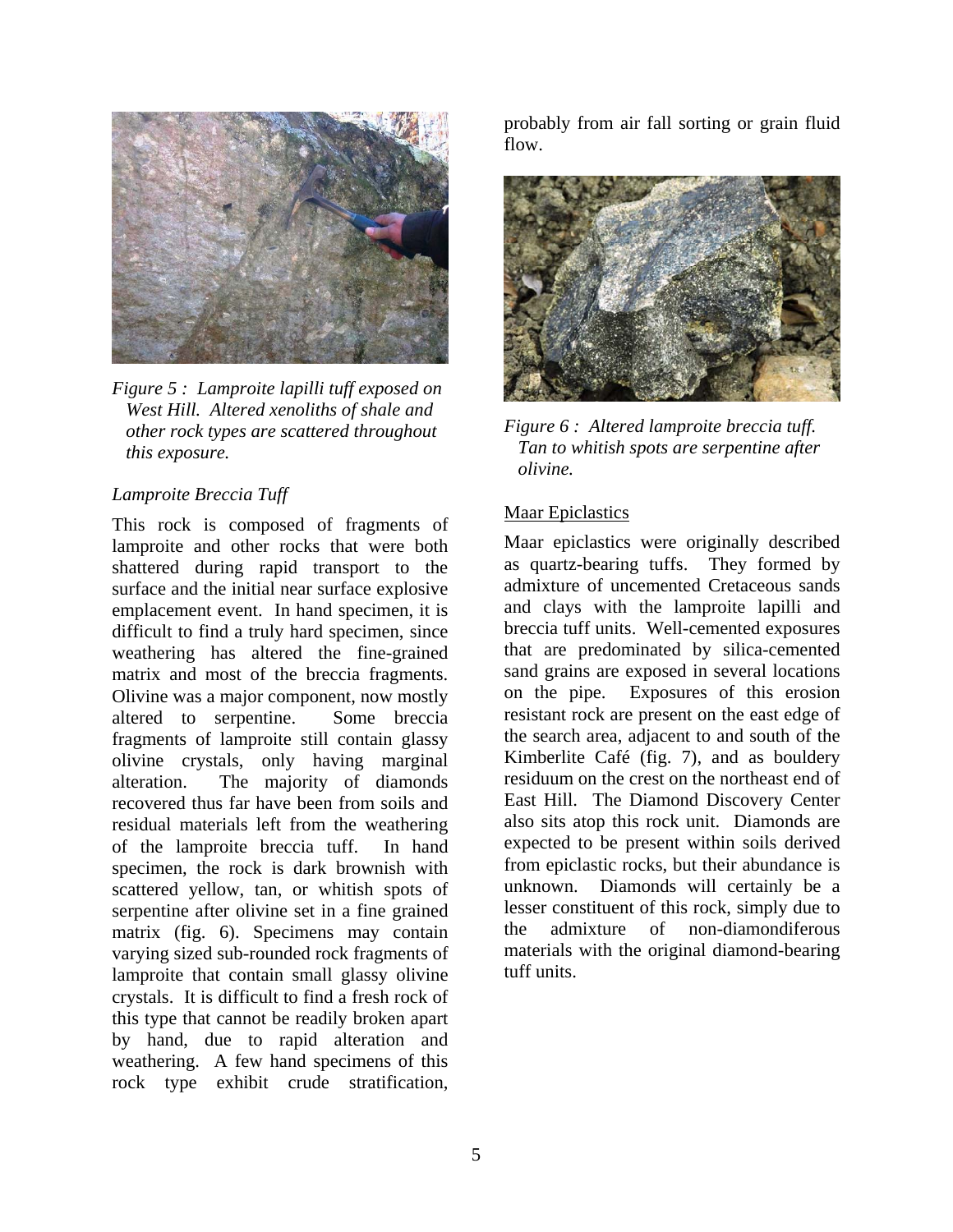*Figure 5 : Lamproite lapilli tuff exposed on West Hill. Altered xenoliths of shale and other rock types are scattered throughout this exposure.*

### *Lamproite Breccia Tuff*

This rock is composed of fragments of lamproite and other rocks that were both shattered during rapid transport to the surface and the initial near surface explosive emplacement event. In hand specimen, it is difficult to find a truly hard specimen, since weathering has altered the fine-grained matrix and most of the breccia fragments. Olivine was a major component, now mostly altered to serpentine. Some breccia fragments of lamproite still contain glassy olivine crystals, only having marginal alteration. The majority of diamonds recovered thus far have been from soils and residual materials left from the weathering of the lamproite breccia tuff. In hand specimen, the rock is dark brownish with scattered yellow, tan, or whitish spots of serpentine after olivine set in a fine grained matrix (fig. 6). Specimens may contain varying sized sub-rounded rock fragments of lamproite that contain small glassy olivine crystals. It is difficult to find a fresh rock of this type that cannot be readily broken apart by hand, due to rapid alteration and weathering. A few hand specimens of this rock type exhibit crude stratification, probably from air fall sorting or grain fluid flow.

*Figure 6 : Altered lamproite breccia tuff. Tan to whitish spots are serpentine after olivine.*

### Maar Epiclastics

Maar epiclastics were originally described as quartz-bearing tuffs. They formed by admixture of uncemented Cretaceous sands and clays with the lamproite lapilli and breccia tuff units. Well-cemented exposures that are predominated by silica-cemented sand grains are exposed in several locations on the pipe. Exposures of this erosion resistant rock are present on the east edge of the search area, adjacent to and south of the Kimberlite Café (fig. 7), and as bouldery residuum on the crest on the northeast end of East Hill. The Diamond Discovery Center also sits atop this rock unit. Diamonds are expected to be present within soils derived from epiclastic rocks, but their abundance is unknown. Diamonds will certainly be a lesser constituent of this rock, simply due to the admixture of non-diamondiferous materials with the original diamond-bearing tuff units.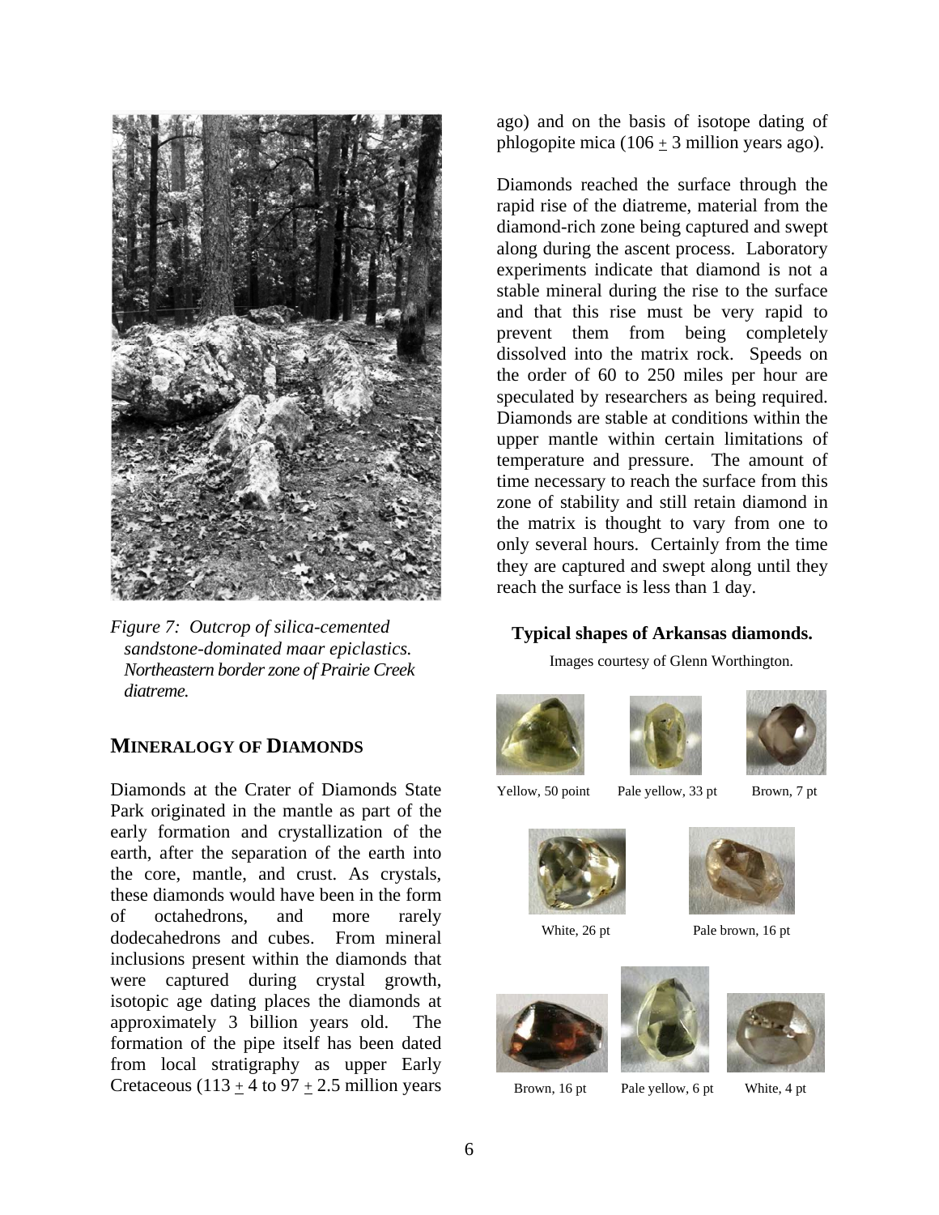*Figure 7: Outcrop of silica-cemented sandstone-dominated maar epiclastics. Northeastern border zone of Prairie Creek diatreme.*

## MINERALOGY OF DIAMONDS

Diamonds at the Crater of Diamonds State Park originated in the mantle as part of the early formation and crystallization of the earth, after the separation of the earth into the core, mantle, and crust. As crystals, these diamonds would have been in the form of octahedrons, and more rarely dodecahedrons and cubes. From mineral inclusions present within the diamonds that were captured during crystal growth, isotopic age dating places the diamonds at approximately 3 billion years old. The formation of the pipe itself has been dated from local stratigraphy as upper Early Cretaceous (113 ± 4 to 97 ± 2.5 million years ago) and on the basis of isotope dating of phlogopite mica (106 ± 3 million years ago).

Diamonds reached the surface through the rapid rise of the diatreme, material from the diamond-rich zone being captured and swept along during the ascent process. Laboratory experiments indicate that diamond is not a stable mineral during the rise to the surface and that this rise must be very rapid to prevent them from being completely dissolved into the matrix rock. Speeds on the order of 60 to 250 miles per hour are speculated by researchers as being required. Diamonds are stable at conditions within the upper mantle within certain limitations of temperature and pressure. The amount of time necessary to reach the surface from this zone of stability and still retain diamond in the matrix is thought to vary from one to only several hours. Certainly from the time they are captured and swept along until they reach the surface is less than 1 day.

**Typical shapes of Arkansas diamonds.**

Images courtesy of Glenn Worthington.

Yellow, 50 point

Pale yellow, 33 pt

Brown, 7 pt

White, 26 pt

Pale brown, 16 pt

Brown, 16 pt

Pale yellow, 6 pt

White, 4 pt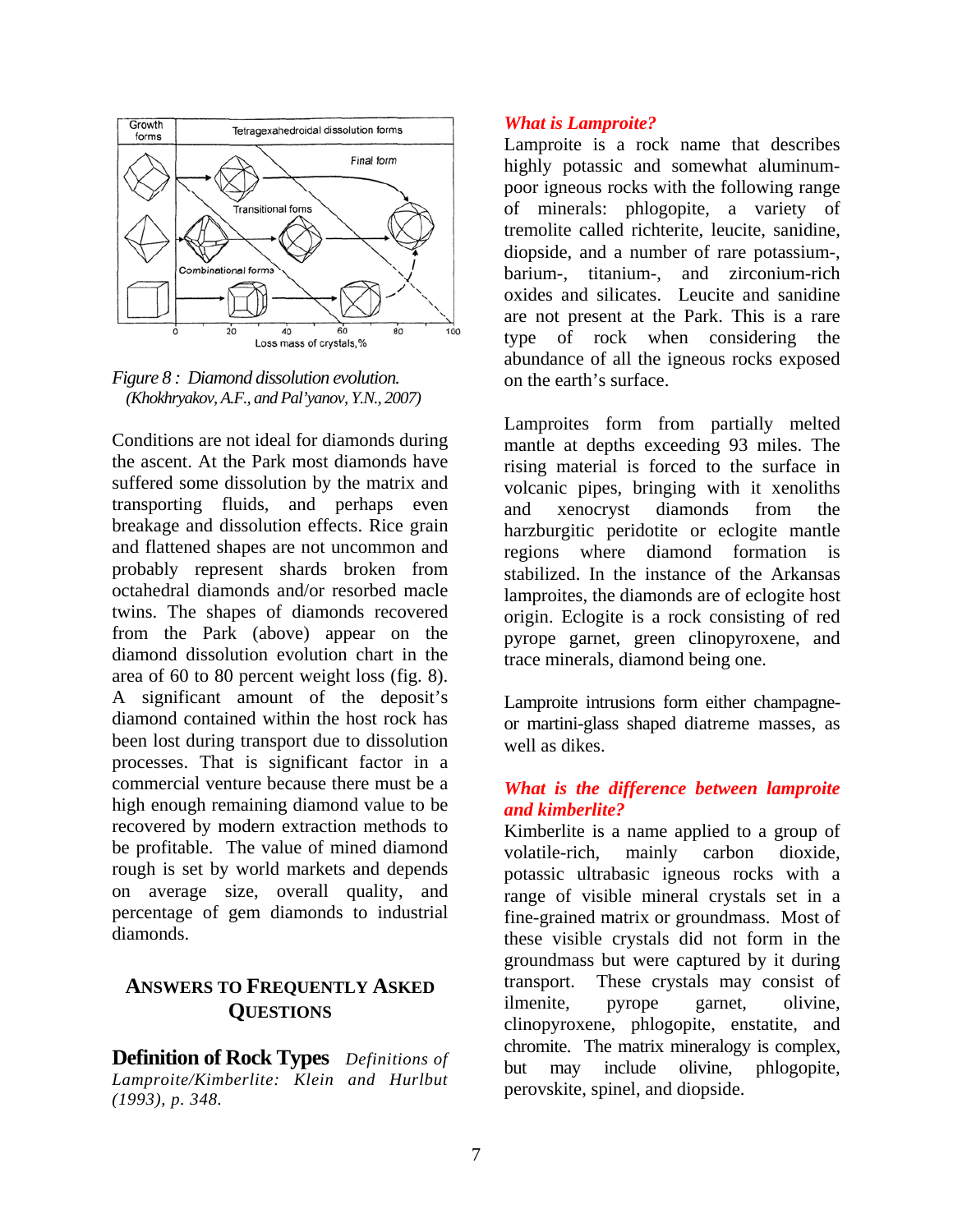Figure 8 : Diamond dissolution evolution. (Khokhryakov, A.F., and Pal'yanov, Y.N., 2007)

Conditions are not ideal for diamonds during the ascent. At the Park most diamonds have suffered some dissolution by the matrix and transporting fluids, and perhaps even breakage and dissolution effects. Rice grain and flattened shapes are not uncommon and probably represent shards broken from octahedral diamonds and/or resorbed macle twins. The shapes of diamonds recovered from the Park (above) appear on the diamond dissolution evolution chart in the area of 60 to 80 percent weight loss (fig. 8). A significant amount of the deposit's diamond contained within the host rock has been lost during transport due to dissolution processes. That is significant factor in a commercial venture because there must be a high enough remaining diamond value to be recovered by modern extraction methods to be profitable. The value of mined diamond rough is set by world markets and depends on average size, overall quality, and percentage of gem diamonds to industrial diamonds.

## ANSWERS TO FREQUENTLY ASKED QUESTIONS

**Definition of Rock Types** *Definitions of Lamproite/Kimberlite: Klein and Hurlbut (1993), p. 348.*

### *What is Lamproite?*

Lamproite is a rock name that describes highly potassic and somewhat aluminum-poor igneous rocks with the following range of minerals: phlogopite, a variety of tremolite called richterite, leucite, sanidine, diopside, and a number of rare potassium-, barium-, titanium-, and zirconium-rich oxides and silicates. Leucite and sanidine are not present at the Park. This is a rare type of rock when considering the abundance of all the igneous rocks exposed on the earth's surface.

Lamproites form from partially melted mantle at depths exceeding 93 miles. The rising material is forced to the surface in volcanic pipes, bringing with it xenoliths and xenocryst diamonds from the harzburgitic peridotite or eclogite mantle regions where diamond formation is stabilized. In the instance of the Arkansas lamproites, the diamonds are of eclogite host origin. Eclogite is a rock consisting of red pyrope garnet, green clinopyroxene, and trace minerals, diamond being one.

Lamproite intrusions form either champagne- or martini-glass shaped diatreme masses, as well as dikes.

### *What is the difference between lamproite and kimberlite?*

Kimberlite is a name applied to a group of volatile-rich, mainly carbon dioxide, potassic ultrabasic igneous rocks with a range of visible mineral crystals set in a fine-grained matrix or groundmass. Most of these visible crystals did not form in the groundmass but were captured by it during transport. These crystals may consist of ilmenite, pyrope garnet, olivine, clinopyroxene, phlogopite, enstatite, and chromite. The matrix mineralogy is complex, but may include olivine, phlogopite, perovskite, spinel, and diopside.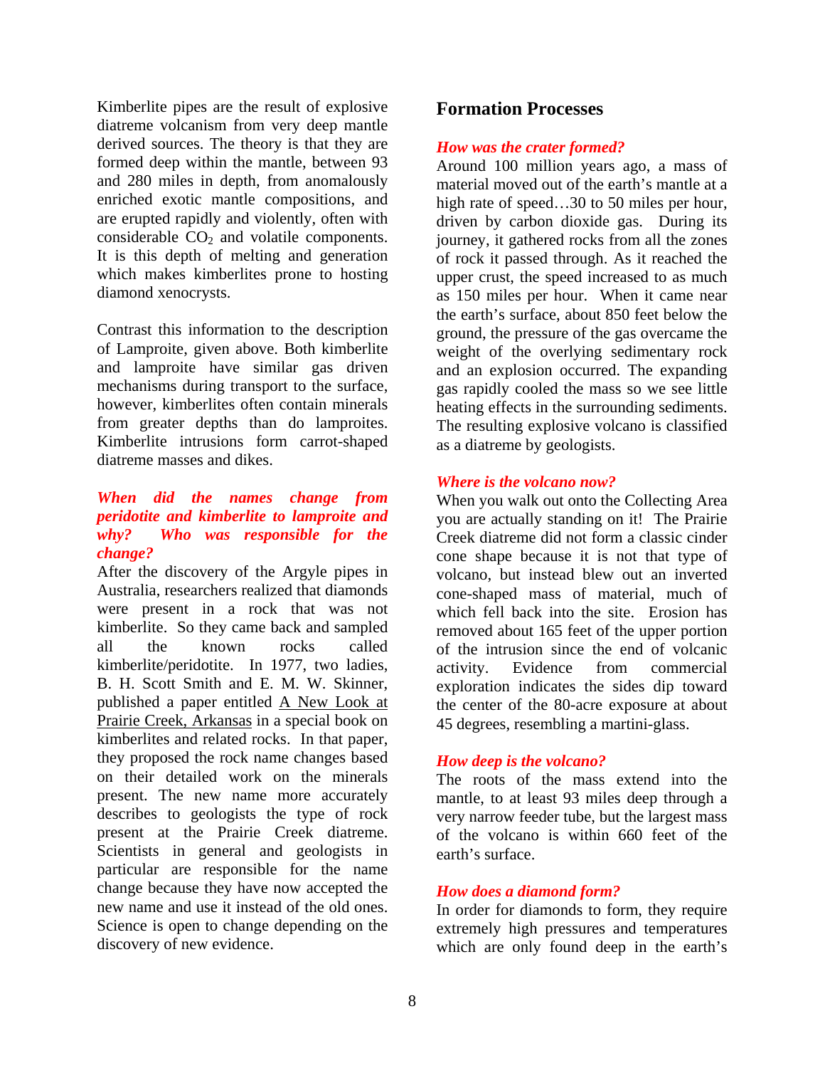Kimberlite pipes are the result of explosive diatreme volcanism from very deep mantle derived sources. The theory is that they are formed deep within the mantle, between 93 and 280 miles in depth, from anomalously enriched exotic mantle compositions, and are erupted rapidly and violently, often with considerable $CO_2$ and volatile components. It is this depth of melting and generation which makes kimberlites prone to hosting diamond xenocrysts.

Contrast this information to the description of Lamproite, given above. Both kimberlite and lamproite have similar gas driven mechanisms during transport to the surface, however, kimberlites often contain minerals from greater depths than do lamproites. Kimberlite intrusions form carrot-shaped diatreme masses and dikes.

### *When did the names change from peridotite and kimberlite to lamproite and why? Who was responsible for the change?*

After the discovery of the Argyle pipes in Australia, researchers realized that diamonds were present in a rock that was not kimberlite. So they came back and sampled all the known rocks called kimberlite/peridotite. In 1977, two ladies, B. H. Scott Smith and E. M. W. Skinner, published a paper entitled A New Look at Prairie Creek, Arkansas in a special book on kimberlites and related rocks. In that paper, they proposed the rock name changes based on their detailed work on the minerals present. The new name more accurately describes to geologists the type of rock present at the Prairie Creek diatreme. Scientists in general and geologists in particular are responsible for the name change because they have now accepted the new name and use it instead of the old ones. Science is open to change depending on the discovery of new evidence.

## Formation Processes

### *How was the crater formed?*

Around 100 million years ago, a mass of material moved out of the earth's mantle at a high rate of speed…30 to 50 miles per hour, driven by carbon dioxide gas. During its journey, it gathered rocks from all the zones of rock it passed through. As it reached the upper crust, the speed increased to as much as 150 miles per hour. When it came near the earth's surface, about 850 feet below the ground, the pressure of the gas overcame the weight of the overlying sedimentary rock and an explosion occurred. The expanding gas rapidly cooled the mass so we see little heating effects in the surrounding sediments. The resulting explosive volcano is classified as a diatreme by geologists.

### *Where is the volcano now?*

When you walk out onto the Collecting Area you are actually standing on it! The Prairie Creek diatreme did not form a classic cinder cone shape because it is not that type of volcano, but instead blew out an inverted cone-shaped mass of material, much of which fell back into the site. Erosion has removed about 165 feet of the upper portion of the intrusion since the end of volcanic activity. Evidence from commercial exploration indicates the sides dip toward the center of the 80-acre exposure at about 45 degrees, resembling a martini-glass.

### *How deep is the volcano?*

The roots of the mass extend into the mantle, to at least 93 miles deep through a very narrow feeder tube, but the largest mass of the volcano is within 660 feet of the earth's surface.

### *How does a diamond form?*

In order for diamonds to form, they require extremely high pressures and temperatures which are only found deep in the earth's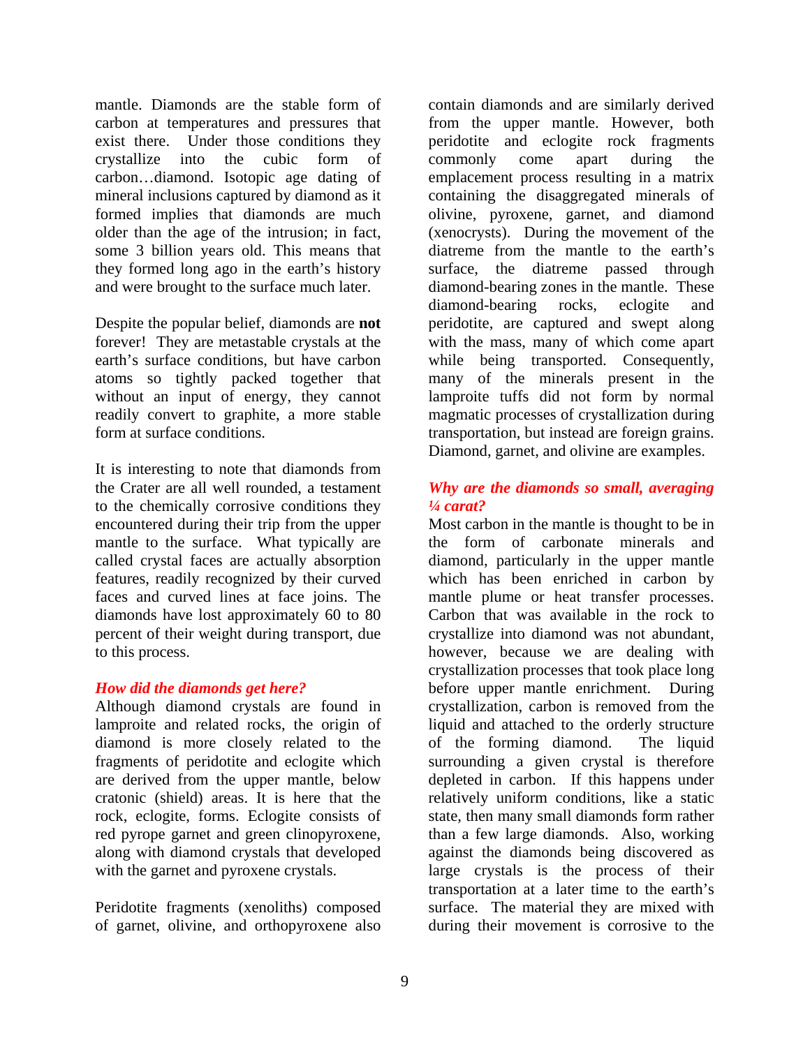mantle. Diamonds are the stable form of carbon at temperatures and pressures that exist there. Under those conditions they crystallize into the cubic form of carbon…diamond. Isotopic age dating of mineral inclusions captured by diamond as it formed implies that diamonds are much older than the age of the intrusion; in fact, some 3 billion years old. This means that they formed long ago in the earth's history and were brought to the surface much later.

Despite the popular belief, diamonds are **not** forever! They are metastable crystals at the earth's surface conditions, but have carbon atoms so tightly packed together that without an input of energy, they cannot readily convert to graphite, a more stable form at surface conditions.

It is interesting to note that diamonds from the Crater are all well rounded, a testament to the chemically corrosive conditions they encountered during their trip from the upper mantle to the surface. What typically are called crystal faces are actually absorption features, readily recognized by their curved faces and curved lines at face joins. The diamonds have lost approximately 60 to 80 percent of their weight during transport, due to this process.

### *How did the diamonds get here?*

Although diamond crystals are found in lamproite and related rocks, the origin of diamond is more closely related to the fragments of peridotite and eclogite which are derived from the upper mantle, below cratonic (shield) areas. It is here that the rock, eclogite, forms. Eclogite consists of red pyrope garnet and green clinopyroxene, along with diamond crystals that developed with the garnet and pyroxene crystals.

Peridotite fragments (xenoliths) composed of garnet, olivine, and orthopyroxene also contain diamonds and are similarly derived from the upper mantle. However, both peridotite and eclogite rock fragments commonly come apart during the emplacement process resulting in a matrix containing the disaggregated minerals of olivine, pyroxene, garnet, and diamond (xenocrysts). During the movement of the diatreme from the mantle to the earth's surface, the diatreme passed through diamond-bearing zones in the mantle. These diamond-bearing rocks, eclogite and peridotite, are captured and swept along with the mass, many of which come apart while being transported. Consequently, many of the minerals present in the lamproite tuffs did not form by normal magmatic processes of crystallization during transportation, but instead are foreign grains. Diamond, garnet, and olivine are examples.

### *Why are the diamonds so small, averaging ¼ carat?*

Most carbon in the mantle is thought to be in the form of carbonate minerals and diamond, particularly in the upper mantle which has been enriched in carbon by mantle plume or heat transfer processes. Carbon that was available in the rock to crystallize into diamond was not abundant, however, because we are dealing with crystallization processes that took place long before upper mantle enrichment. During crystallization, carbon is removed from the liquid and attached to the orderly structure of the forming diamond. The liquid surrounding a given crystal is therefore depleted in carbon. If this happens under relatively uniform conditions, like a static state, then many small diamonds form rather than a few large diamonds. Also, working against the diamonds being discovered as large crystals is the process of their transportation at a later time to the earth's surface. The material they are mixed with during their movement is corrosive to the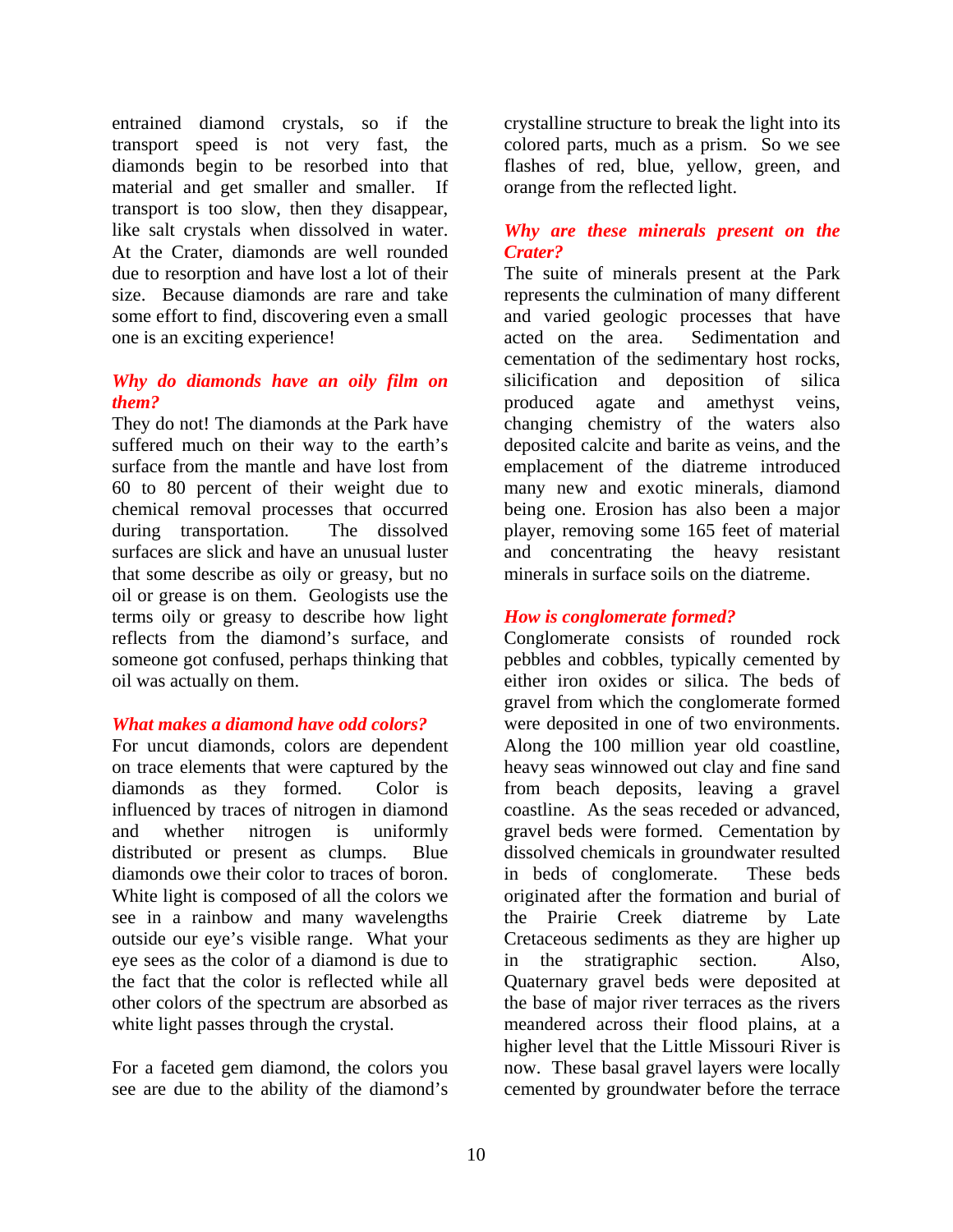entrained diamond crystals, so if the transport speed is not very fast, the diamonds begin to be resorbed into that material and get smaller and smaller. If transport is too slow, then they disappear, like salt crystals when dissolved in water. At the Crater, diamonds are well rounded due to resorption and have lost a lot of their size. Because diamonds are rare and take some effort to find, discovering even a small one is an exciting experience!

### *Why do diamonds have an oily film on them?*

They do not! The diamonds at the Park have suffered much on their way to the earth's surface from the mantle and have lost from 60 to 80 percent of their weight due to chemical removal processes that occurred during transportation. The dissolved surfaces are slick and have an unusual luster that some describe as oily or greasy, but no oil or grease is on them. Geologists use the terms oily or greasy to describe how light reflects from the diamond's surface, and someone got confused, perhaps thinking that oil was actually on them.

### *What makes a diamond have odd colors?*

For uncut diamonds, colors are dependent on trace elements that were captured by the diamonds as they formed. Color is influenced by traces of nitrogen in diamond and whether nitrogen is uniformly distributed or present as clumps. Blue diamonds owe their color to traces of boron. White light is composed of all the colors we see in a rainbow and many wavelengths outside our eye's visible range. What your eye sees as the color of a diamond is due to the fact that the color is reflected while all other colors of the spectrum are absorbed as white light passes through the crystal.

For a faceted gem diamond, the colors you see are due to the ability of the diamond's crystalline structure to break the light into its colored parts, much as a prism. So we see flashes of red, blue, yellow, green, and orange from the reflected light.

### *Why are these minerals present on the Crater?*

The suite of minerals present at the Park represents the culmination of many different and varied geologic processes that have acted on the area. Sedimentation and cementation of the sedimentary host rocks, silicification and deposition of silica produced agate and amethyst veins, changing chemistry of the waters also deposited calcite and barite as veins, and the emplacement of the diatreme introduced many new and exotic minerals, diamond being one. Erosion has also been a major player, removing some 165 feet of material and concentrating the heavy resistant minerals in surface soils on the diatreme.

### *How is conglomerate formed?*

Conglomerate consists of rounded rock pebbles and cobbles, typically cemented by either iron oxides or silica. The beds of gravel from which the conglomerate formed were deposited in one of two environments. Along the 100 million year old coastline, heavy seas winnowed out clay and fine sand from beach deposits, leaving a gravel coastline. As the seas receded or advanced, gravel beds were formed. Cementation by dissolved chemicals in groundwater resulted in beds of conglomerate. These beds originated after the formation and burial of the Prairie Creek diatreme by Late Cretaceous sediments as they are higher up in the stratigraphic section. Also, Quaternary gravel beds were deposited at the base of major river terraces as the rivers meandered across their flood plains, at a higher level that the Little Missouri River is now. These basal gravel layers were locally cemented by groundwater before the terrace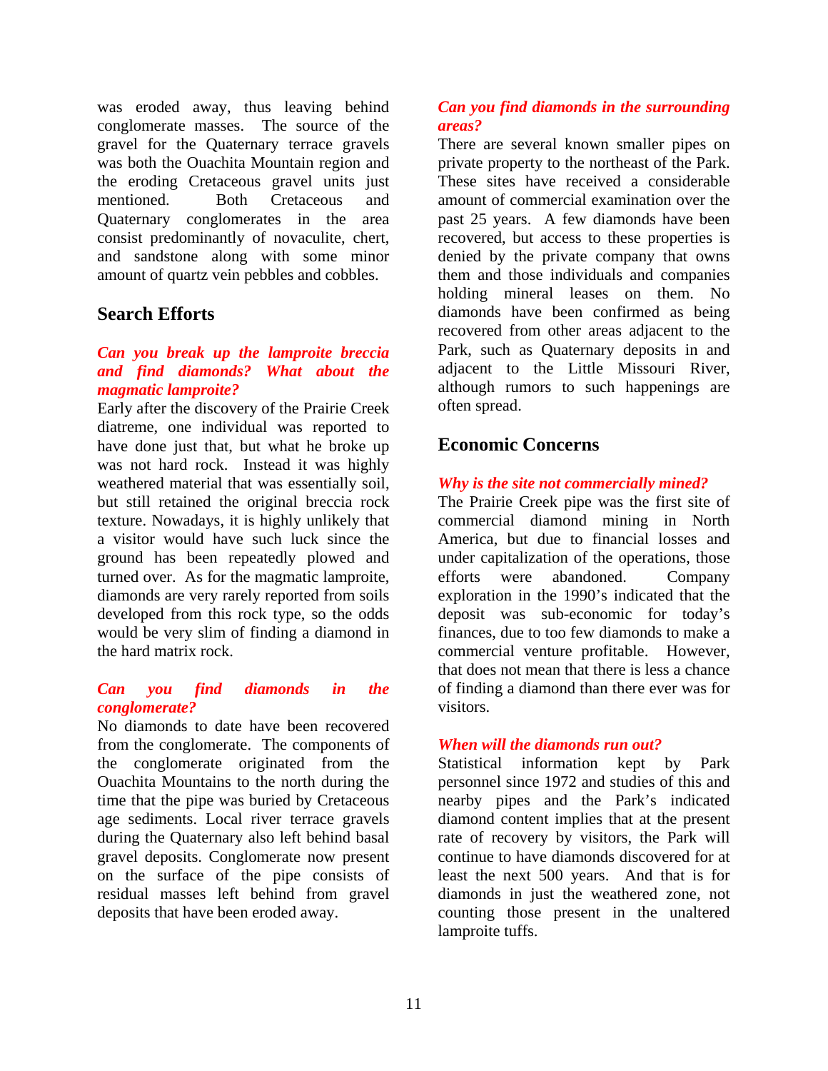was eroded away, thus leaving behind conglomerate masses. The source of the gravel for the Quaternary terrace gravels was both the Ouachita Mountain region and the eroding Cretaceous gravel units just mentioned. Both Cretaceous and Quaternary conglomerates in the area consist predominantly of novaculite, chert, and sandstone along with some minor amount of quartz vein pebbles and cobbles.

## Search Efforts

***Can you break up the lamproite breccia and find diamonds? What about the magmatic lamproite?***

Early after the discovery of the Prairie Creek diatreme, one individual was reported to have done just that, but what he broke up was not hard rock. Instead it was highly weathered material that was essentially soil, but still retained the original breccia rock texture. Nowadays, it is highly unlikely that a visitor would have such luck since the ground has been repeatedly plowed and turned over. As for the magmatic lamproite, diamonds are very rarely reported from soils developed from this rock type, so the odds would be very slim of finding a diamond in the hard matrix rock.

***Can you find diamonds in the conglomerate?***

No diamonds to date have been recovered from the conglomerate. The components of the conglomerate originated from the Ouachita Mountains to the north during the time that the pipe was buried by Cretaceous age sediments. Local river terrace gravels during the Quaternary also left behind basal gravel deposits. Conglomerate now present on the surface of the pipe consists of residual masses left behind from gravel deposits that have been eroded away.

***Can you find diamonds in the surrounding areas?***

There are several known smaller pipes on private property to the northeast of the Park. These sites have received a considerable amount of commercial examination over the past 25 years. A few diamonds have been recovered, but access to these properties is denied by the private company that owns them and those individuals and companies holding mineral leases on them. No diamonds have been confirmed as being recovered from other areas adjacent to the Park, such as Quaternary deposits in and adjacent to the Little Missouri River, although rumors to such happenings are often spread.

## Economic Concerns

***Why is the site not commercially mined?***

The Prairie Creek pipe was the first site of commercial diamond mining in North America, but due to financial losses and under capitalization of the operations, those efforts were abandoned. Company exploration in the 1990's indicated that the deposit was sub-economic for today's finances, due to too few diamonds to make a commercial venture profitable. However, that does not mean that there is less a chance of finding a diamond than there ever was for visitors.

***When will the diamonds run out?***

Statistical information kept by Park personnel since 1972 and studies of this and nearby pipes and the Park's indicated diamond content implies that at the present rate of recovery by visitors, the Park will continue to have diamonds discovered for at least the next 500 years. And that is for diamonds in just the weathered zone, not counting those present in the unaltered lamproite tuffs.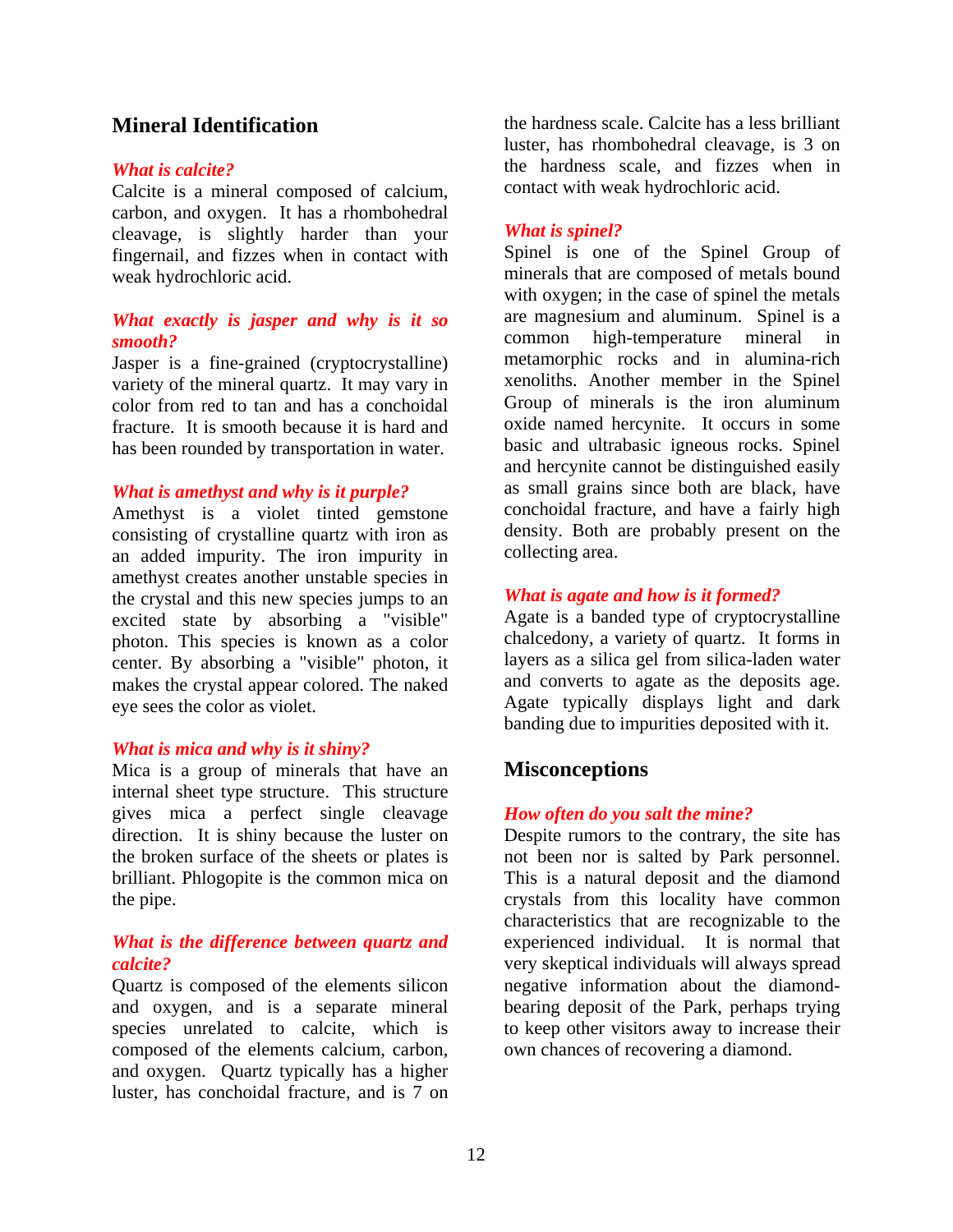## Mineral Identification

***What is calcite?***

Calcite is a mineral composed of calcium, carbon, and oxygen. It has a rhombohedral cleavage, is slightly harder than your fingernail, and fizzes when in contact with weak hydrochloric acid.

***What exactly is jasper and why is it so smooth?***

Jasper is a fine-grained (cryptocrystalline) variety of the mineral quartz. It may vary in color from red to tan and has a conchoidal fracture. It is smooth because it is hard and has been rounded by transportation in water.

***What is amethyst and why is it purple?***

Amethyst is a violet tinted gemstone consisting of crystalline quartz with iron as an added impurity. The iron impurity in amethyst creates another unstable species in the crystal and this new species jumps to an excited state by absorbing a "visible" photon. This species is known as a color center. By absorbing a "visible" photon, it makes the crystal appear colored. The naked eye sees the color as violet.

***What is mica and why is it shiny?***

Mica is a group of minerals that have an internal sheet type structure. This structure gives mica a perfect single cleavage direction. It is shiny because the luster on the broken surface of the sheets or plates is brilliant. Phlogopite is the common mica on the pipe.

***What is the difference between quartz and calcite?***

Quartz is composed of the elements silicon and oxygen, and is a separate mineral species unrelated to calcite, which is composed of the elements calcium, carbon, and oxygen. Quartz typically has a higher luster, has conchoidal fracture, and is 7 on the hardness scale. Calcite has a less brilliant luster, has rhombohedral cleavage, is 3 on the hardness scale, and fizzes when in contact with weak hydrochloric acid.

***What is spinel?***

Spinel is one of the Spinel Group of minerals that are composed of metals bound with oxygen; in the case of spinel the metals are magnesium and aluminum. Spinel is a common high-temperature mineral in metamorphic rocks and in alumina-rich xenoliths. Another member in the Spinel Group of minerals is the iron aluminum oxide named hercynite. It occurs in some basic and ultrabasic igneous rocks. Spinel and hercynite cannot be distinguished easily as small grains since both are black, have conchoidal fracture, and have a fairly high density. Both are probably present on the collecting area.

***What is agate and how is it formed?***

Agate is a banded type of cryptocrystalline chalcedony, a variety of quartz. It forms in layers as a silica gel from silica-laden water and converts to agate as the deposits age. Agate typically displays light and dark banding due to impurities deposited with it.

## Misconceptions

***How often do you salt the mine?***

Despite rumors to the contrary, the site has not been nor is salted by Park personnel. This is a natural deposit and the diamond crystals from this locality have common characteristics that are recognizable to the experienced individual. It is normal that very skeptical individuals will always spread negative information about the diamond-bearing deposit of the Park, perhaps trying to keep other visitors away to increase their own chances of recovering a diamond.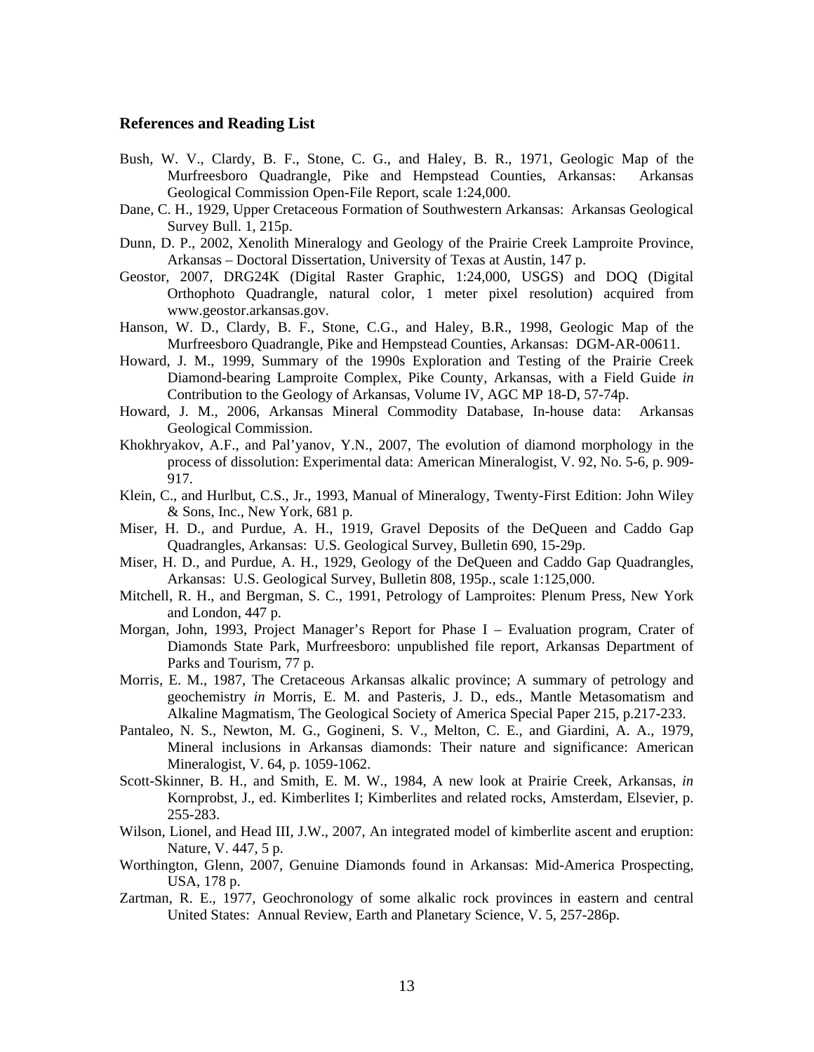## References and Reading List

Bush, W. V., Clardy, B. F., Stone, C. G., and Haley, B. R., 1971, Geologic Map of the Murfreesboro Quadrangle, Pike and Hempstead Counties, Arkansas: Arkansas Geological Commission Open-File Report, scale 1:24,000.

Dane, C. H., 1929, Upper Cretaceous Formation of Southwestern Arkansas: Arkansas Geological Survey Bull. 1, 215p.

Dunn, D. P., 2002, Xenolith Mineralogy and Geology of the Prairie Creek Lamproite Province, Arkansas – Doctoral Dissertation, University of Texas at Austin, 147 p.

Geostor, 2007, DRG24K (Digital Raster Graphic, 1:24,000, USGS) and DOQ (Digital Orthophoto Quadrangle, natural color, 1 meter pixel resolution) acquired from www.geostor.arkansas.gov.

Hanson, W. D., Clardy, B. F., Stone, C.G., and Haley, B.R., 1998, Geologic Map of the Murfreesboro Quadrangle, Pike and Hempstead Counties, Arkansas: DGM-AR-00611.

Howard, J. M., 1999, Summary of the 1990s Exploration and Testing of the Prairie Creek Diamond-bearing Lamproite Complex, Pike County, Arkansas, with a Field Guide *in* Contribution to the Geology of Arkansas, Volume IV, AGC MP 18-D, 57-74p.

Howard, J. M., 2006, Arkansas Mineral Commodity Database, In-house data: Arkansas Geological Commission.

Khokhryakov, A.F., and Pal'yanov, Y.N., 2007, The evolution of diamond morphology in the process of dissolution: Experimental data: American Mineralogist, V. 92, No. 5-6, p. 909-917.

Klein, C., and Hurlbut, C.S., Jr., 1993, Manual of Mineralogy, Twenty-First Edition: John Wiley & Sons, Inc., New York, 681 p.

Miser, H. D., and Purdue, A. H., 1919, Gravel Deposits of the DeQueen and Caddo Gap Quadrangles, Arkansas: U.S. Geological Survey, Bulletin 690, 15-29p.

Miser, H. D., and Purdue, A. H., 1929, Geology of the DeQueen and Caddo Gap Quadrangles, Arkansas: U.S. Geological Survey, Bulletin 808, 195p., scale 1:125,000.

Mitchell, R. H., and Bergman, S. C., 1991, Petrology of Lamproites: Plenum Press, New York and London, 447 p.

Morgan, John, 1993, Project Manager's Report for Phase I – Evaluation program, Crater of Diamonds State Park, Murfreesboro: unpublished file report, Arkansas Department of Parks and Tourism, 77 p.

Morris, E. M., 1987, The Cretaceous Arkansas alkalic province; A summary of petrology and geochemistry *in* Morris, E. M. and Pasteris, J. D., eds., Mantle Metasomatism and Alkaline Magmatism, The Geological Society of America Special Paper 215, p.217-233.

Pantaleo, N. S., Newton, M. G., Gogineni, S. V., Melton, C. E., and Giardini, A. A., 1979, Mineral inclusions in Arkansas diamonds: Their nature and significance: American Mineralogist, V. 64, p. 1059-1062.

Scott-Skinner, B. H., and Smith, E. M. W., 1984, A new look at Prairie Creek, Arkansas, *in* Kornprobst, J., ed. Kimberlites I; Kimberlites and related rocks, Amsterdam, Elsevier, p. 255-283.

Wilson, Lionel, and Head III, J.W., 2007, An integrated model of kimberlite ascent and eruption: Nature, V. 447, 5 p.

Worthington, Glenn, 2007, Genuine Diamonds found in Arkansas: Mid-America Prospecting, USA, 178 p.

Zartman, R. E., 1977, Geochronology of some alkalic rock provinces in eastern and central United States: Annual Review, Earth and Planetary Science, V. 5, 257-286p.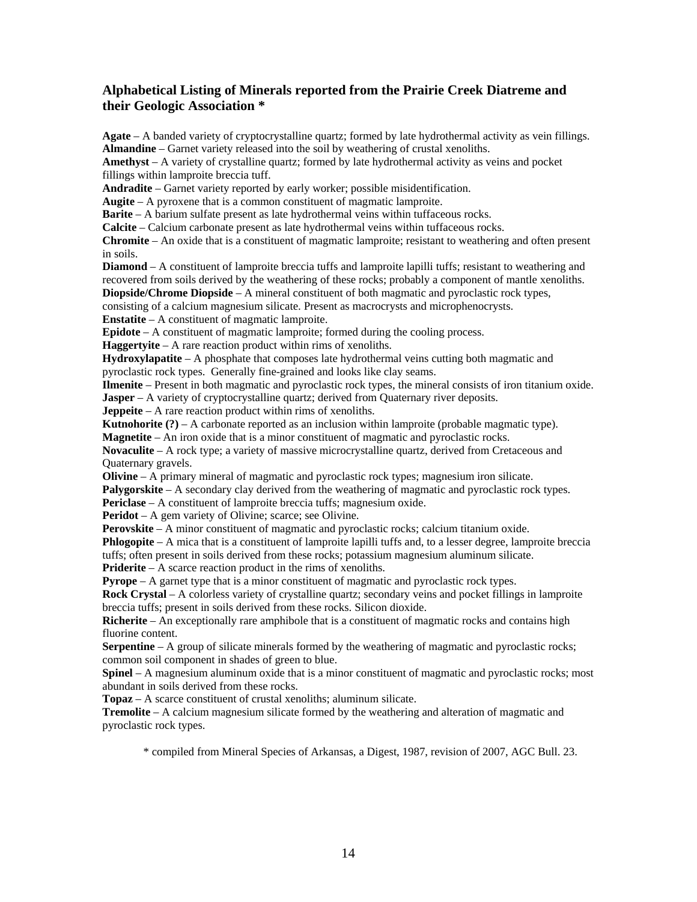## Alphabetical Listing of Minerals reported from the Prairie Creek Diatreme and their Geologic Association *

**Agate** – A banded variety of cryptocrystalline quartz; formed by late hydrothermal activity as vein fillings.
**Almandine** – Garnet variety released into the soil by weathering of crustal xenoliths.
**Amethyst** – A variety of crystalline quartz; formed by late hydrothermal activity as veins and pocket fillings within lamproite breccia tuff.
**Andradite** – Garnet variety reported by early worker; possible misidentification.
**Augite** – A pyroxene that is a common constituent of magmatic lamproite.
**Barite** – A barium sulfate present as late hydrothermal veins within tuffaceous rocks.
**Calcite** – Calcium carbonate present as late hydrothermal veins within tuffaceous rocks.
**Chromite** – An oxide that is a constituent of magmatic lamproite; resistant to weathering and often present in soils.
**Diamond** – A constituent of lamproite breccia tuffs and lamproite lapilli tuffs; resistant to weathering and recovered from soils derived by the weathering of these rocks; probably a component of mantle xenoliths.
**Diopside/Chrome Diopside** – A mineral constituent of both magmatic and pyroclastic rock types, consisting of a calcium magnesium silicate. Present as macrocrysts and microphenocrysts.
**Enstatite** – A constituent of magmatic lamproite.
**Epidote** – A constituent of magmatic lamproite; formed during the cooling process.
**Haggertyite** – A rare reaction product within rims of xenoliths.
**Hydroxylapatite** – A phosphate that composes late hydrothermal veins cutting both magmatic and pyroclastic rock types. Generally fine-grained and looks like clay seams.
**Ilmenite** – Present in both magmatic and pyroclastic rock types, the mineral consists of iron titanium oxide.
**Jasper** – A variety of cryptocrystalline quartz; derived from Quaternary river deposits.
**Jeppeite** – A rare reaction product within rims of xenoliths.
**Kutnohorite (?)** – A carbonate reported as an inclusion within lamproite (probable magmatic type).
**Magnetite** – An iron oxide that is a minor constituent of magmatic and pyroclastic rocks.
**Novaculite** – A rock type; a variety of massive microcrystalline quartz, derived from Cretaceous and Quaternary gravels.
**Olivine** – A primary mineral of magmatic and pyroclastic rock types; magnesium iron silicate.
**Palygorskite** – A secondary clay derived from the weathering of magmatic and pyroclastic rock types.
**Periclase** – A constituent of lamproite breccia tuffs; magnesium oxide.
**Peridot** – A gem variety of Olivine; scarce; see Olivine.
**Perovskite** – A minor constituent of magmatic and pyroclastic rocks; calcium titanium oxide.
**Phlogopite** – A mica that is a constituent of lamproite lapilli tuffs and, to a lesser degree, lamproite breccia tuffs; often present in soils derived from these rocks; potassium magnesium aluminum silicate.
**Priderite** – A scarce reaction product in the rims of xenoliths.
**Pyrope** – A garnet type that is a minor constituent of magmatic and pyroclastic rock types.
**Rock Crystal** – A colorless variety of crystalline quartz; secondary veins and pocket fillings in lamproite breccia tuffs; present in soils derived from these rocks. Silicon dioxide.
**Richerite** – An exceptionally rare amphibole that is a constituent of magmatic rocks and contains high fluorine content.
**Serpentine** – A group of silicate minerals formed by the weathering of magmatic and pyroclastic rocks; common soil component in shades of green to blue.
**Spinel** – A magnesium aluminum oxide that is a minor constituent of magmatic and pyroclastic rocks; most abundant in soils derived from these rocks.
**Topaz** – A scarce constituent of crustal xenoliths; aluminum silicate.
**Tremolite** – A calcium magnesium silicate formed by the weathering and alteration of magmatic and pyroclastic rock types.

\* compiled from Mineral Species of Arkansas, a Digest, 1987, revision of 2007, AGC Bull. 23.